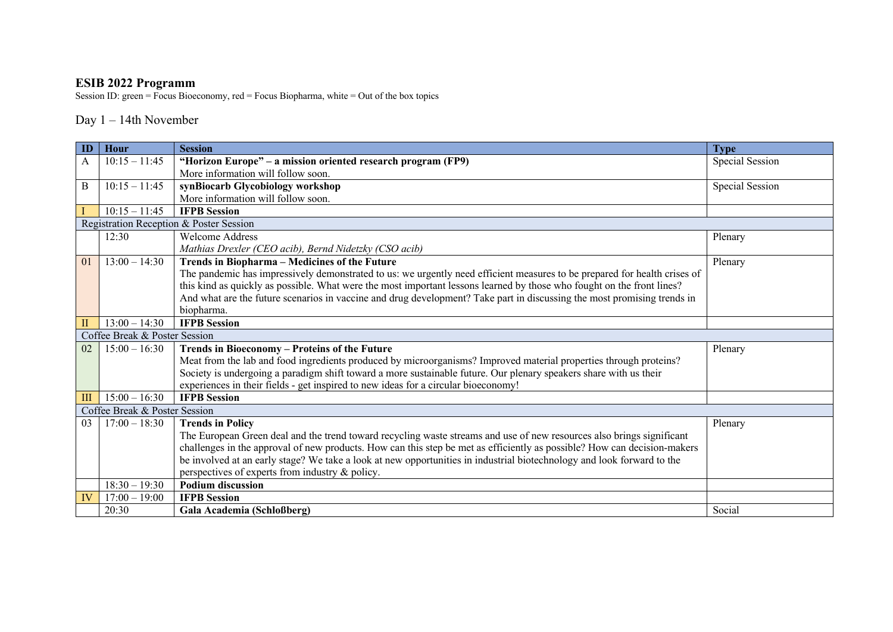# ESIB 2022 Programm

Session ID: green = Focus Bioeconomy, red = Focus Biopharma, white = Out of the box topics

## Day 1 – 14th November

| ID | Hour | Session | Type |
|---|---|---|---|
| A | 10:15 – 11:45 | **"Horizon Europe" – a mission oriented research program (FP9)**<br>More information will follow soon. | Special Session |
| B | 10:15 – 11:45 | **synBiocarb Glycobiology workshop**<br>More information will follow soon. | Special Session |
| I | 10:15 – 11:45 | **IFPB Session** | |
| Registration Reception & Poster Session | | | |
| | 12:30 | Welcome Address<br>*Mathias Drexler (CEO acib), Bernd Nidetzky (CSO acib)* | Plenary |
| 01 | 13:00 – 14:30 | **Trends in Biopharma – Medicines of the Future**<br>The pandemic has impressively demonstrated to us: we urgently need efficient measures to be prepared for health crises of this kind as quickly as possible. What were the most important lessons learned by those who fought on the front lines? And what are the future scenarios in vaccine and drug development? Take part in discussing the most promising trends in biopharma. | Plenary |
| II | 13:00 – 14:30 | **IFPB Session** | |
| Coffee Break & Poster Session | | | |
| 02 | 15:00 – 16:30 | **Trends in Bioeconomy – Proteins of the Future**<br>Meat from the lab and food ingredients produced by microorganisms? Improved material properties through proteins? Society is undergoing a paradigm shift toward a more sustainable future. Our plenary speakers share with us their experiences in their fields - get inspired to new ideas for a circular bioeconomy! | Plenary |
| III | 15:00 – 16:30 | **IFPB Session** | |
| Coffee Break & Poster Session | | | |
| 03 | 17:00 – 18:30 | **Trends in Policy**<br>The European Green deal and the trend toward recycling waste streams and use of new resources also brings significant challenges in the approval of new products. How can this step be met as efficiently as possible? How can decision-makers be involved at an early stage? We take a look at new opportunities in industrial biotechnology and look forward to the perspectives of experts from industry & policy. | Plenary |
| | 18:30 – 19:30 | **Podium discussion** | |
| IV | 17:00 – 19:00 | **IFPB Session** | |
| | 20:30 | **Gala Academia (Schloßberg)** | Social |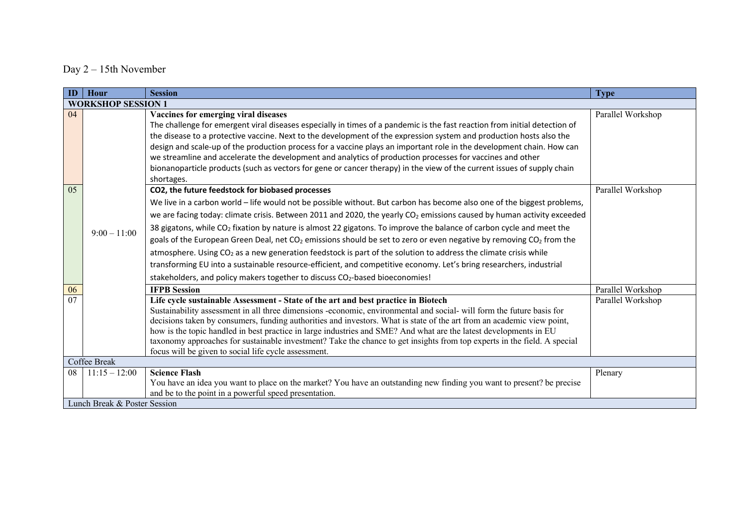Day 2 – 15th November

| ID | Hour | Session | Type |
|---|---|---|---|
| **WORKSHOP SESSION 1** | | | |
| 04 | 9:00 – 11:00 | **Vaccines for emerging viral diseases**<br>The challenge for emergent viral diseases especially in times of a pandemic is the fast reaction from initial detection of the disease to a protective vaccine. Next to the development of the expression system and production hosts also the design and scale-up of the production process for a vaccine plays an important role in the development chain. How can we streamline and accelerate the development and analytics of production processes for vaccines and other bionanoparticle products (such as vectors for gene or cancer therapy) in the view of the current issues of supply chain shortages. | Parallel Workshop |
| 05 | | **CO2, the future feedstock for biobased processes**<br>We live in a carbon world – life would not be possible without. But carbon has become also one of the biggest problems, we are facing today: climate crisis. Between 2011 and 2020, the yearly $CO_2$ emissions caused by human activity exceeded 38 gigatons, while $CO_2$ fixation by nature is almost 22 gigatons. To improve the balance of carbon cycle and meet the goals of the European Green Deal, net $CO_2$ emissions should be set to zero or even negative by removing $CO_2$ from the atmosphere. Using $CO_2$ as a new generation feedstock is part of the solution to address the climate crisis while transforming EU into a sustainable resource-efficient, and competitive economy. Let's bring researchers, industrial stakeholders, and policy makers together to discuss $CO_2$-based bioeconomies! | Parallel Workshop |
| 06 | | **IFPB Session** | Parallel Workshop |
| 07 | | **Life cycle sustainable Assessment - State of the art and best practice in Biotech**<br>Sustainability assessment in all three dimensions -economic, environmental and social- will form the future basis for decisions taken by consumers, funding authorities and investors. What is state of the art from an academic view point, how is the topic handled in best practice in large industries and SME? And what are the latest developments in EU taxonomy approaches for sustainable investment? Take the chance to get insights from top experts in the field. A special focus will be given to social life cycle assessment. | Parallel Workshop |
| Coffee Break | | | |
| 08 | 11:15 – 12:00 | **Science Flash**<br>You have an idea you want to place on the market? You have an outstanding new finding you want to present? be precise and be to the point in a powerful speed presentation. | Plenary |
| Lunch Break & Poster Session | | | |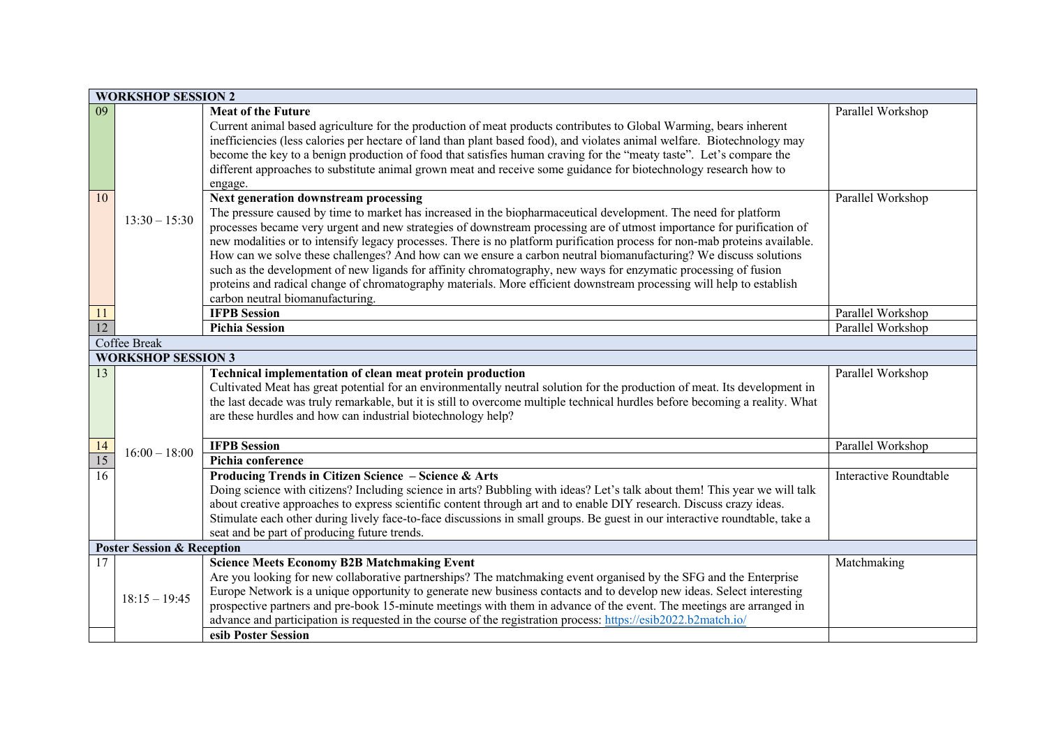| WORKSHOP SESSION 2 | | | |
|---|---|---|---|
| 09 | 13:30 – 15:30 | **Meat of the Future**<br>Current animal based agriculture for the production of meat products contributes to Global Warming, bears inherent inefficiencies (less calories per hectare of land than plant based food), and violates animal welfare. Biotechnology may become the key to a benign production of food that satisfies human craving for the "meaty taste". Let's compare the different approaches to substitute animal grown meat and receive some guidance for biotechnology research how to engage. | Parallel Workshop |
| 10 | | **Next generation downstream processing**<br>The pressure caused by time to market has increased in the biopharmaceutical development. The need for platform processes became very urgent and new strategies of downstream processing are of utmost importance for purification of new modalities or to intensify legacy processes. There is no platform purification process for non-mab proteins available. How can we solve these challenges? And how can we ensure a carbon neutral biomanufacturing? We discuss solutions such as the development of new ligands for affinity chromatography, new ways for enzymatic processing of fusion proteins and radical change of chromatography materials. More efficient downstream processing will help to establish carbon neutral biomanufacturing. | Parallel Workshop |
| 11 | | **IFPB Session** | Parallel Workshop |
| 12 | | **Pichia Session** | Parallel Workshop |
| Coffee Break | | | |
| **WORKSHOP SESSION 3** | | | |
| 13 | 16:00 – 18:00 | **Technical implementation of clean meat protein production**<br>Cultivated Meat has great potential for an environmentally neutral solution for the production of meat. Its development in the last decade was truly remarkable, but it is still to overcome multiple technical hurdles before becoming a reality. What are these hurdles and how can industrial biotechnology help? | Parallel Workshop |
| 14 | | **IFPB Session** | Parallel Workshop |
| 15 | | **Pichia conference** | |
| 16 | | **Producing Trends in Citizen Science – Science & Arts**<br>Doing science with citizens? Including science in arts? Bubbling with ideas? Let's talk about them! This year we will talk about creative approaches to express scientific content through art and to enable DIY research. Discuss crazy ideas. Stimulate each other during lively face-to-face discussions in small groups. Be guest in our interactive roundtable, take a seat and be part of producing future trends. | Interactive Roundtable |
| **Poster Session & Reception** | | | |
| 17 | 18:15 – 19:45 | **Science Meets Economy B2B Matchmaking Event**<br>Are you looking for new collaborative partnerships? The matchmaking event organised by the SFG and the Enterprise Europe Network is a unique opportunity to generate new business contacts and to develop new ideas. Select interesting prospective partners and pre-book 15-minute meetings with them in advance of the event. The meetings are arranged in advance and participation is requested in the course of the registration process: https://esib2022.b2match.io/ | Matchmaking |
| | | **esib Poster Session** | |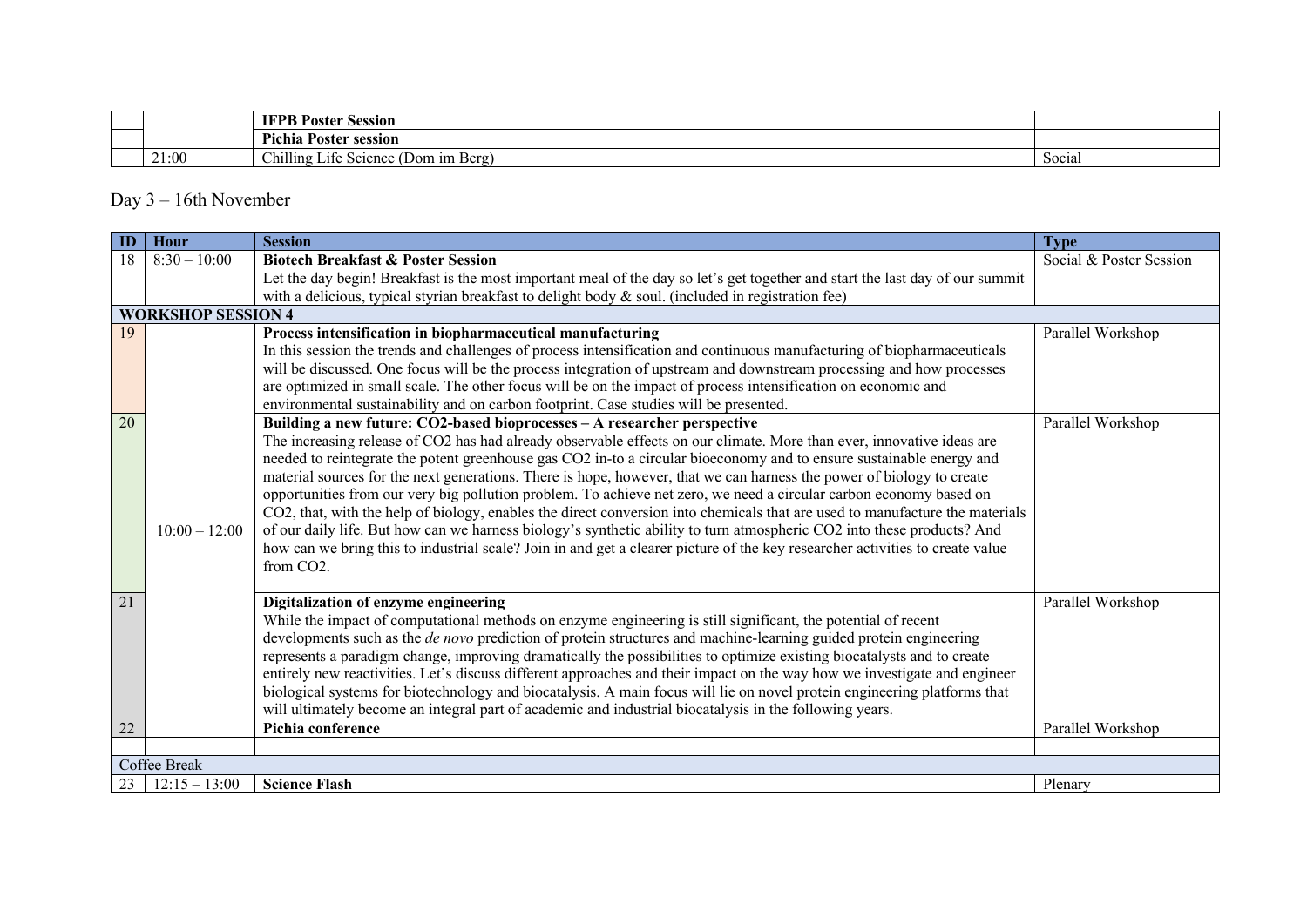| | | Session | Type |
|---|---|---|---|
| | | **IFPB Poster Session** | |
| | | **Pichia Poster session** | |
| | 21:00 | Chilling Life Science (Dom im Berg) | Social |

Day 3 – 16th November

| ID | Hour | Session | Type |
|---|---|---|---|
| 18 | 8:30 – 10:00 | **Biotech Breakfast & Poster Session** <br> Let the day begin! Breakfast is the most important meal of the day so let's get together and start the last day of our summit with a delicious, typical styrian breakfast to delight body & soul. (included in registration fee) | Social & Poster Session |
| **WORKSHOP SESSION 4** | | | |
| 19 | 10:00 – 12:00 | **Process intensification in biopharmaceutical manufacturing** <br> In this session the trends and challenges of process intensification and continuous manufacturing of biopharmaceuticals will be discussed. One focus will be the process integration of upstream and downstream processing and how processes are optimized in small scale. The other focus will be on the impact of process intensification on economic and environmental sustainability and on carbon footprint. Case studies will be presented. | Parallel Workshop |
| 20 | 10:00 – 12:00 | **Building a new future: CO2-based bioprocesses – A researcher perspective** <br> The increasing release of CO2 has had already observable effects on our climate. More than ever, innovative ideas are needed to reintegrate the potent greenhouse gas CO2 in-to a circular bioeconomy and to ensure sustainable energy and material sources for the next generations. There is hope, however, that we can harness the power of biology to create opportunities from our very big pollution problem. To achieve net zero, we need a circular carbon economy based on CO2, that, with the help of biology, enables the direct conversion into chemicals that are used to manufacture the materials of our daily life. But how can we harness biology's synthetic ability to turn atmospheric CO2 into these products? And how can we bring this to industrial scale? Join in and get a clearer picture of the key researcher activities to create value from CO2. | Parallel Workshop |
| 21 | 10:00 – 12:00 | **Digitalization of enzyme engineering** <br> While the impact of computational methods on enzyme engineering is still significant, the potential of recent developments such as the *de novo* prediction of protein structures and machine-learning guided protein engineering represents a paradigm change, improving dramatically the possibilities to optimize existing biocatalysts and to create entirely new reactivities. Let's discuss different approaches and their impact on the way how we investigate and engineer biological systems for biotechnology and biocatalysis. A main focus will lie on novel protein engineering platforms that will ultimately become an integral part of academic and industrial biocatalysis in the following years. | Parallel Workshop |
| 22 | 10:00 – 12:00 | **Pichia conference** | Parallel Workshop |
| | | | |
| Coffee Break | | | |
| 23 | 12:15 – 13:00 | **Science Flash** | Plenary |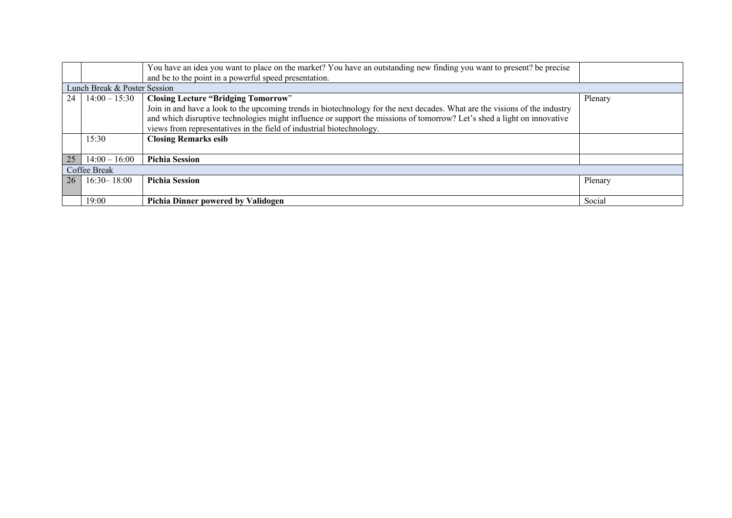| | | | |
|---|---|---|---|
| | | You have an idea you want to place on the market? You have an outstanding new finding you want to present? be precise and be to the point in a powerful speed presentation. | |
| Lunch Break & Poster Session | | | |
| 24 | 14:00 – 15:30 | **Closing Lecture "Bridging Tomorrow"**<br>Join in and have a look to the upcoming trends in biotechnology for the next decades. What are the visions of the industry and which disruptive technologies might influence or support the missions of tomorrow? Let's shed a light on innovative views from representatives in the field of industrial biotechnology. | Plenary |
| | 15:30 | **Closing Remarks esib** | |
| 25 | 14:00 – 16:00 | **Pichia Session** | |
| Coffee Break | | | |
| 26 | 16:30– 18:00 | **Pichia Session** | Plenary |
| | 19:00 | **Pichia Dinner powered by Validogen** | Social |